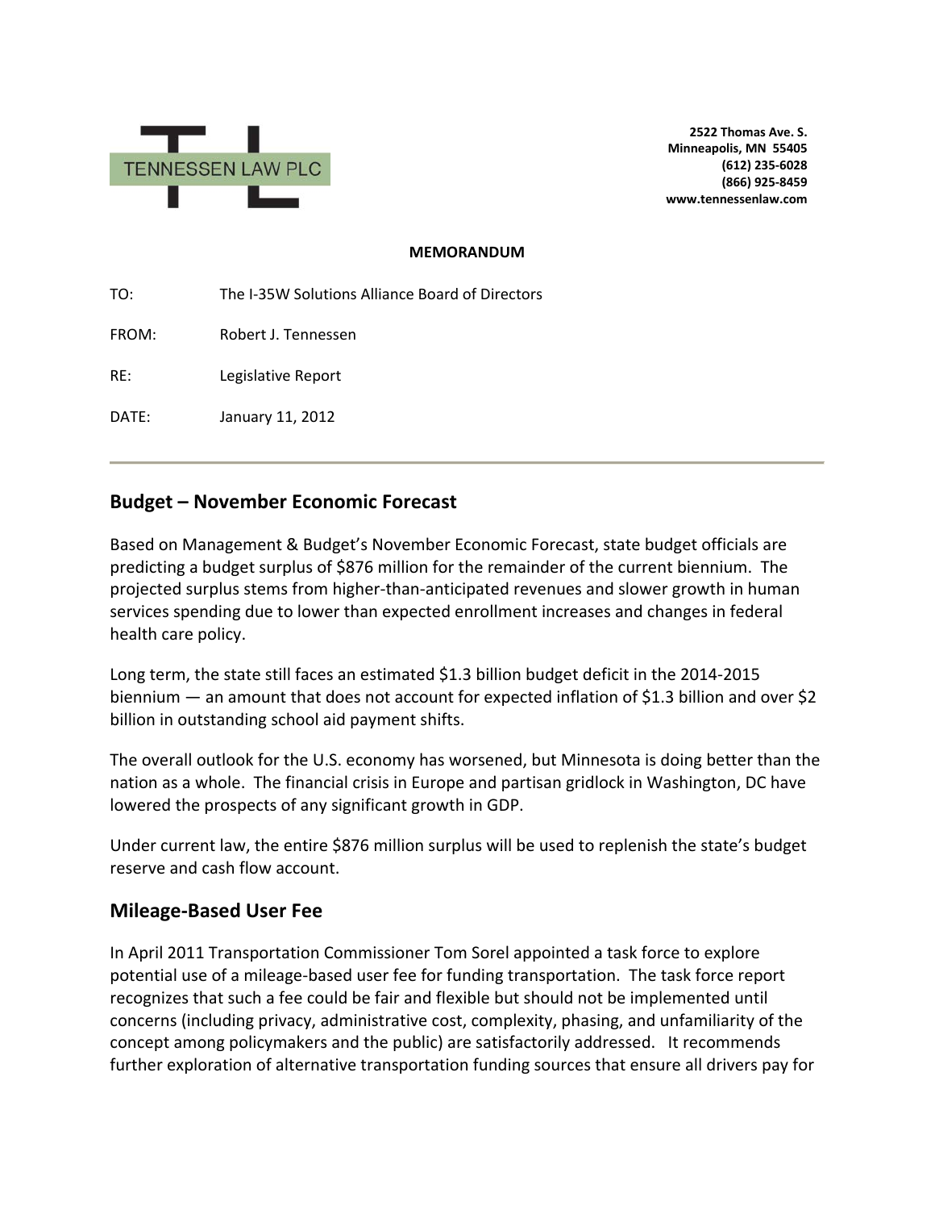TENNESSEN LAW PLC

**2522 Thomas Ave. S.**
**Minneapolis, MN 55405**
**(612) 235-6028**
**(866) 925-8459**
**www.tennessenlaw.com**

**MEMORANDUM**

TO: The I-35W Solutions Alliance Board of Directors

FROM: Robert J. Tennessen

RE: Legislative Report

DATE: January 11, 2012

---

## Budget – November Economic Forecast

Based on Management & Budget's November Economic Forecast, state budget officials are predicting a budget surplus of $876 million for the remainder of the current biennium. The projected surplus stems from higher-than-anticipated revenues and slower growth in human services spending due to lower than expected enrollment increases and changes in federal health care policy.

Long term, the state still faces an estimated $1.3 billion budget deficit in the 2014-2015 biennium — an amount that does not account for expected inflation of $1.3 billion and over $2 billion in outstanding school aid payment shifts.

The overall outlook for the U.S. economy has worsened, but Minnesota is doing better than the nation as a whole. The financial crisis in Europe and partisan gridlock in Washington, DC have lowered the prospects of any significant growth in GDP.

Under current law, the entire $876 million surplus will be used to replenish the state's budget reserve and cash flow account.

## Mileage-Based User Fee

In April 2011 Transportation Commissioner Tom Sorel appointed a task force to explore potential use of a mileage-based user fee for funding transportation. The task force report recognizes that such a fee could be fair and flexible but should not be implemented until concerns (including privacy, administrative cost, complexity, phasing, and unfamiliarity of the concept among policymakers and the public) are satisfactorily addressed. It recommends further exploration of alternative transportation funding sources that ensure all drivers pay for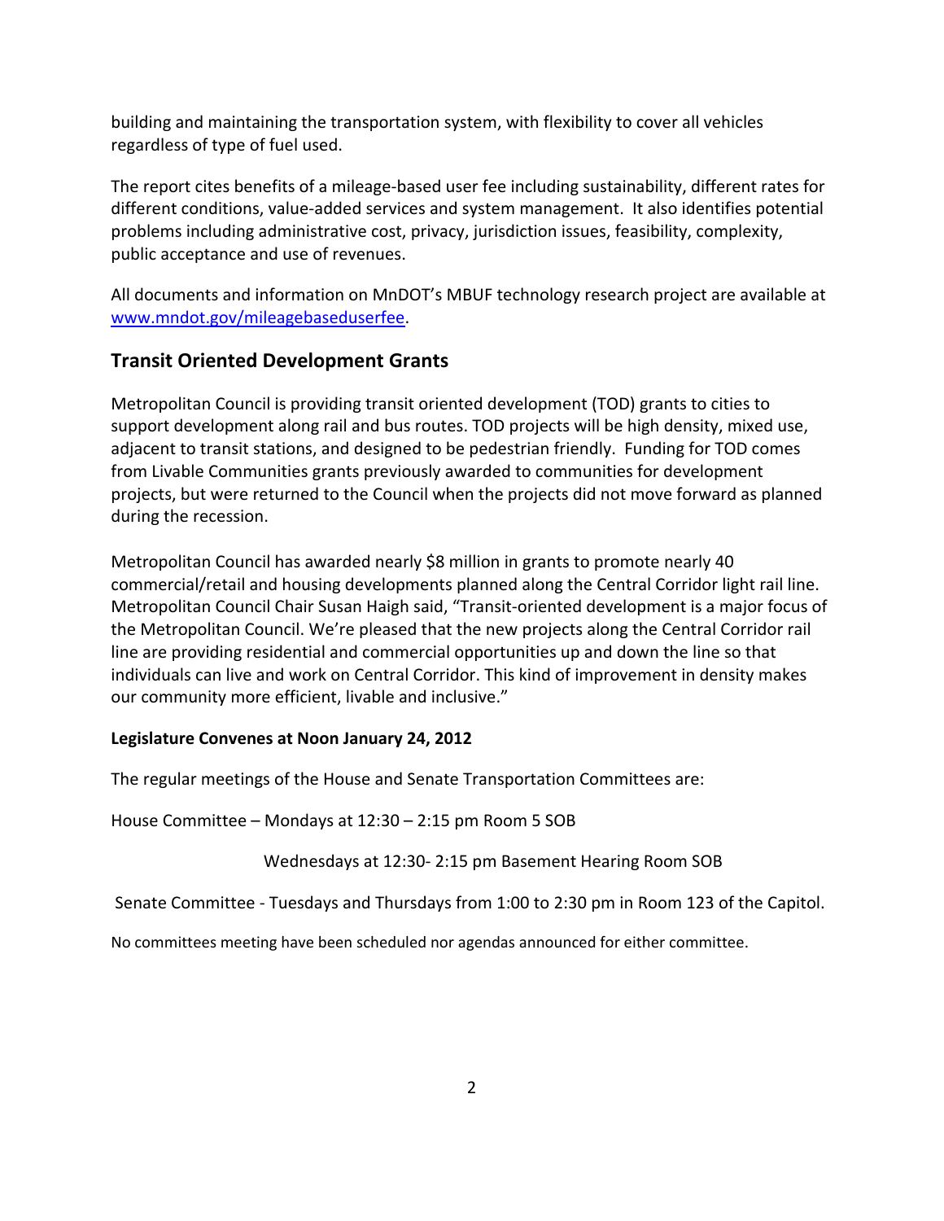building and maintaining the transportation system, with flexibility to cover all vehicles regardless of type of fuel used.

The report cites benefits of a mileage-based user fee including sustainability, different rates for different conditions, value-added services and system management. It also identifies potential problems including administrative cost, privacy, jurisdiction issues, feasibility, complexity, public acceptance and use of revenues.

All documents and information on MnDOT's MBUF technology research project are available at [www.mndot.gov/mileagebaseduserfee](http://www.mndot.gov/mileagebaseduserfee).

## Transit Oriented Development Grants

Metropolitan Council is providing transit oriented development (TOD) grants to cities to support development along rail and bus routes. TOD projects will be high density, mixed use, adjacent to transit stations, and designed to be pedestrian friendly. Funding for TOD comes from Livable Communities grants previously awarded to communities for development projects, but were returned to the Council when the projects did not move forward as planned during the recession.

Metropolitan Council has awarded nearly $8 million in grants to promote nearly 40 commercial/retail and housing developments planned along the Central Corridor light rail line. Metropolitan Council Chair Susan Haigh said, "Transit-oriented development is a major focus of the Metropolitan Council. We're pleased that the new projects along the Central Corridor rail line are providing residential and commercial opportunities up and down the line so that individuals can live and work on Central Corridor. This kind of improvement in density makes our community more efficient, livable and inclusive."

**Legislature Convenes at Noon January 24, 2012**

The regular meetings of the House and Senate Transportation Committees are:

House Committee – Mondays at 12:30 – 2:15 pm Room 5 SOB

Wednesdays at 12:30- 2:15 pm Basement Hearing Room SOB

Senate Committee - Tuesdays and Thursdays from 1:00 to 2:30 pm in Room 123 of the Capitol.

No committees meeting have been scheduled nor agendas announced for either committee.